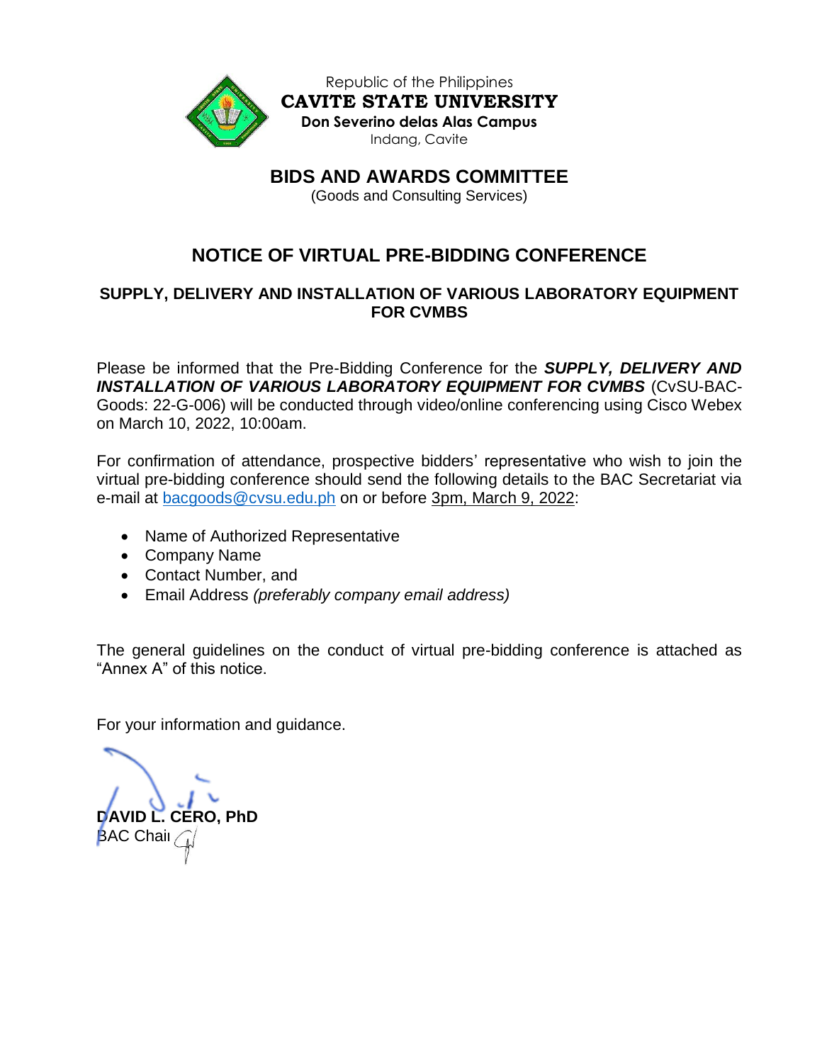Republic of the Philippines

**CAVITE STATE UNIVERSITY**

**Don Severino delas Alas Campus**

Indang, Cavite

# BIDS AND AWARDS COMMITTEE

(Goods and Consulting Services)

## NOTICE OF VIRTUAL PRE-BIDDING CONFERENCE

### SUPPLY, DELIVERY AND INSTALLATION OF VARIOUS LABORATORY EQUIPMENT FOR CVMBS

Please be informed that the Pre-Bidding Conference for the ***SUPPLY, DELIVERY AND INSTALLATION OF VARIOUS LABORATORY EQUIPMENT FOR CVMBS*** (CvSU-BAC-Goods: 22-G-006) will be conducted through video/online conferencing using Cisco Webex on March 10, 2022, 10:00am.

For confirmation of attendance, prospective bidders' representative who wish to join the virtual pre-bidding conference should send the following details to the BAC Secretariat via e-mail at bacgoods@cvsu.edu.ph on or before 3pm, March 9, 2022:

- Name of Authorized Representative
- Company Name
- Contact Number, and
- Email Address *(preferably company email address)*

The general guidelines on the conduct of virtual pre-bidding conference is attached as "Annex A" of this notice.

For your information and guidance.

**DAVID L. CERO, PhD**
BAC Chair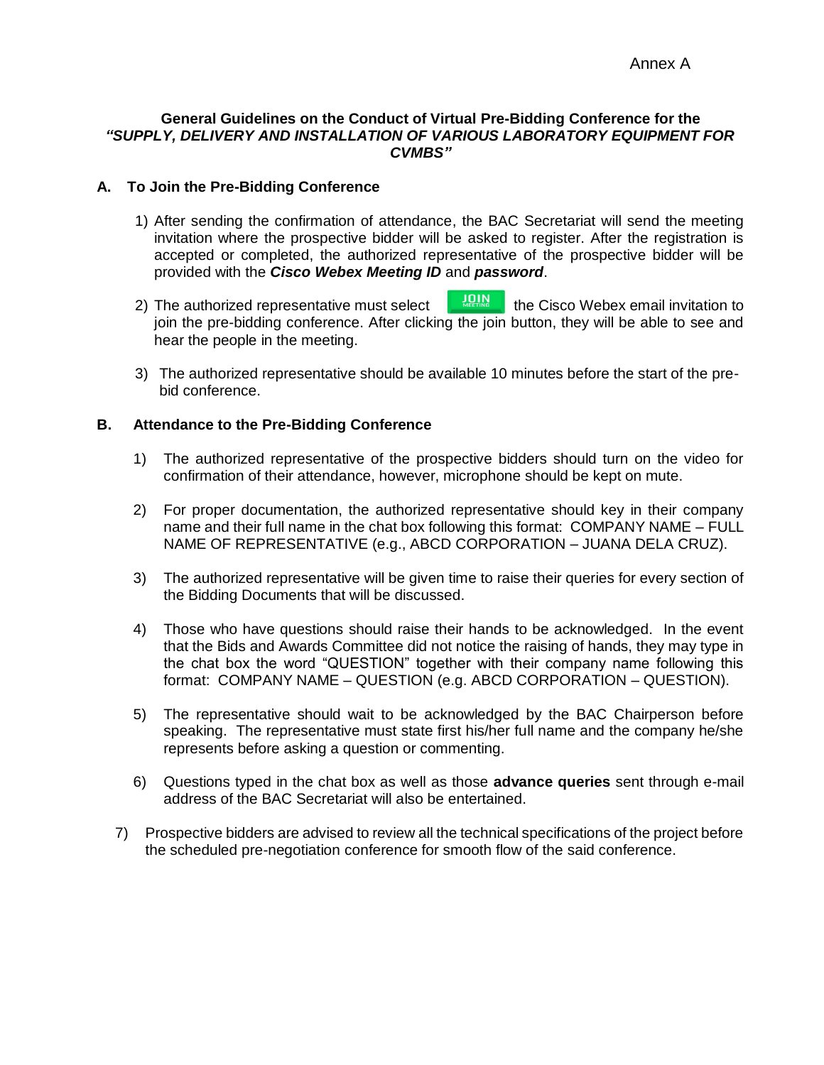Annex A

**General Guidelines on the Conduct of Virtual Pre-Bidding Conference for the *"SUPPLY, DELIVERY AND INSTALLATION OF VARIOUS LABORATORY EQUIPMENT FOR CVMBS"***

## A. To Join the Pre-Bidding Conference

1) After sending the confirmation of attendance, the BAC Secretariat will send the meeting invitation where the prospective bidder will be asked to register. After the registration is accepted or completed, the authorized representative of the prospective bidder will be provided with the ***Cisco Webex Meeting ID*** and ***password***.

2) The authorized representative must select JOIN MEETING the Cisco Webex email invitation to join the pre-bidding conference. After clicking the join button, they will be able to see and hear the people in the meeting.

3) The authorized representative should be available 10 minutes before the start of the pre-bid conference.

## B. Attendance to the Pre-Bidding Conference

1) The authorized representative of the prospective bidders should turn on the video for confirmation of their attendance, however, microphone should be kept on mute.

2) For proper documentation, the authorized representative should key in their company name and their full name in the chat box following this format: COMPANY NAME – FULL NAME OF REPRESENTATIVE (e.g., ABCD CORPORATION – JUANA DELA CRUZ).

3) The authorized representative will be given time to raise their queries for every section of the Bidding Documents that will be discussed.

4) Those who have questions should raise their hands to be acknowledged. In the event that the Bids and Awards Committee did not notice the raising of hands, they may type in the chat box the word "QUESTION" together with their company name following this format: COMPANY NAME – QUESTION (e.g. ABCD CORPORATION – QUESTION).

5) The representative should wait to be acknowledged by the BAC Chairperson before speaking. The representative must state first his/her full name and the company he/she represents before asking a question or commenting.

6) Questions typed in the chat box as well as those **advance queries** sent through e-mail address of the BAC Secretariat will also be entertained.

7) Prospective bidders are advised to review all the technical specifications of the project before the scheduled pre-negotiation conference for smooth flow of the said conference.